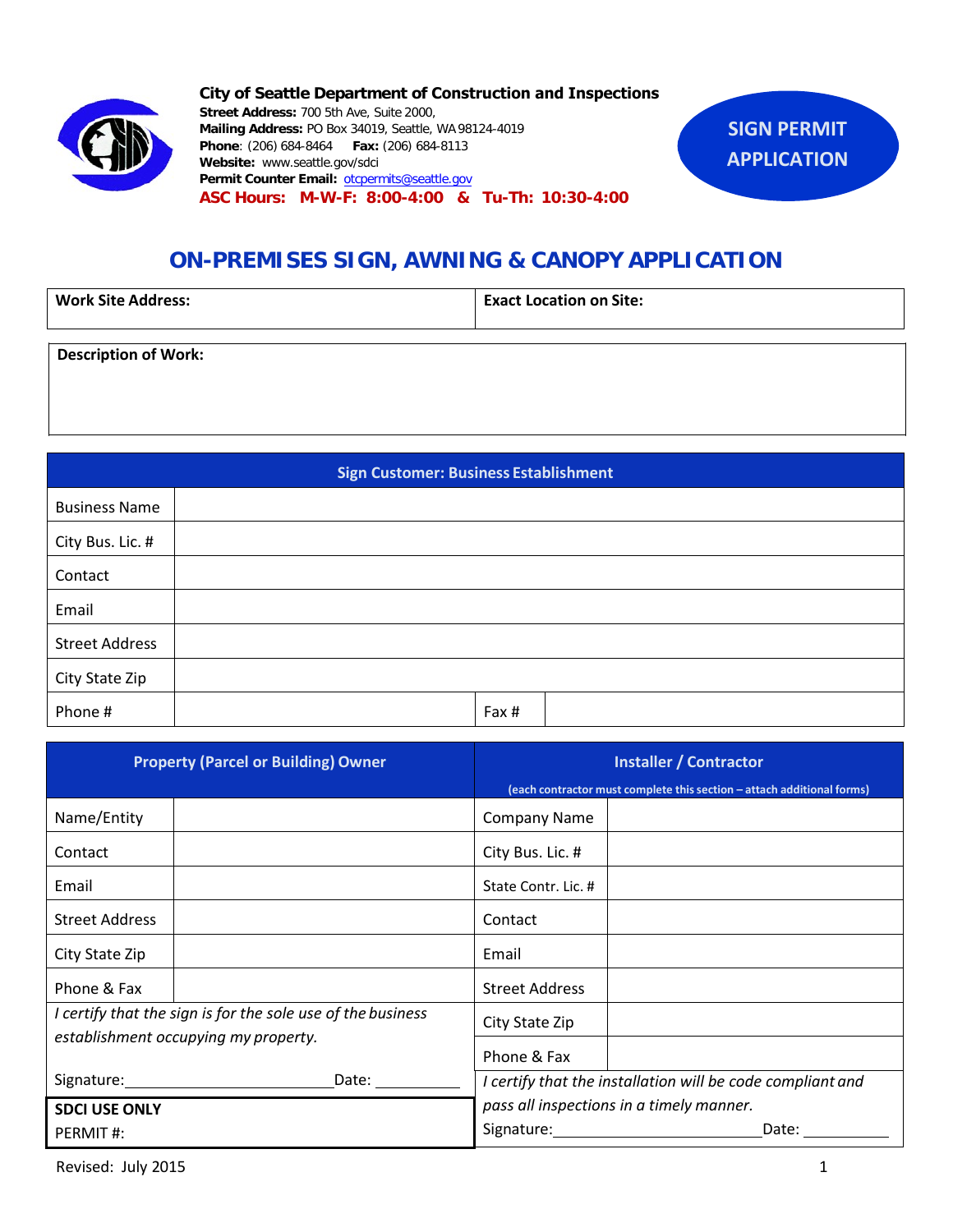**City of Seattle Department of Construction and Inspections**
**Street Address:** 700 5th Ave, Suite 2000,
**Mailing Address:** PO Box 34019, Seattle, WA 98124-4019
**Phone**: (206) 684-8464 **Fax:** (206) 684-8113
**Website:** www.seattle.gov/sdci
**Permit Counter Email:** otcpermits@seattle.gov
**ASC Hours: M-W-F: 8:00-4:00 & Tu-Th: 10:30-4:00**

**SIGN PERMIT APPLICATION**

# ON-PREMISES SIGN, AWNING & CANOPY APPLICATION

| Work Site Address: | Exact Location on Site: |
|---|---|
| | |

| Description of Work: |
|---|
| |

| Sign Customer: Business Establishment | | | |
|---|---|---|---|
| Business Name | | | |
| City Bus. Lic. # | | | |
| Contact | | | |
| Email | | | |
| Street Address | | | |
| City State Zip | | | |
| Phone # | | Fax # | |

| Property (Parcel or Building) Owner | | Installer / Contractor (each contractor must complete this section – attach additional forms) | |
|---|---|---|---|
| Name/Entity | | Company Name | |
| Contact | | City Bus. Lic. # | |
| Email | | State Contr. Lic. # | |
| Street Address | | Contact | |
| City State Zip | | Email | |
| Phone & Fax | | Street Address | |
| *I certify that the sign is for the sole use of the business establishment occupying my property.* | | City State Zip | |
| | | Phone & Fax | |
| Signature:\_\_\_\_\_\_\_\_\_\_\_\_\_\_\_\_ Date: \_\_\_\_\_\_\_\_ | | *I certify that the installation will be code compliant and pass all inspections in a timely manner.* | |
| **SDCI USE ONLY** PERMIT #: | | Signature:\_\_\_\_\_\_\_\_\_\_\_\_\_\_\_\_ Date: \_\_\_\_\_\_\_\_ | |

Revised: July 2015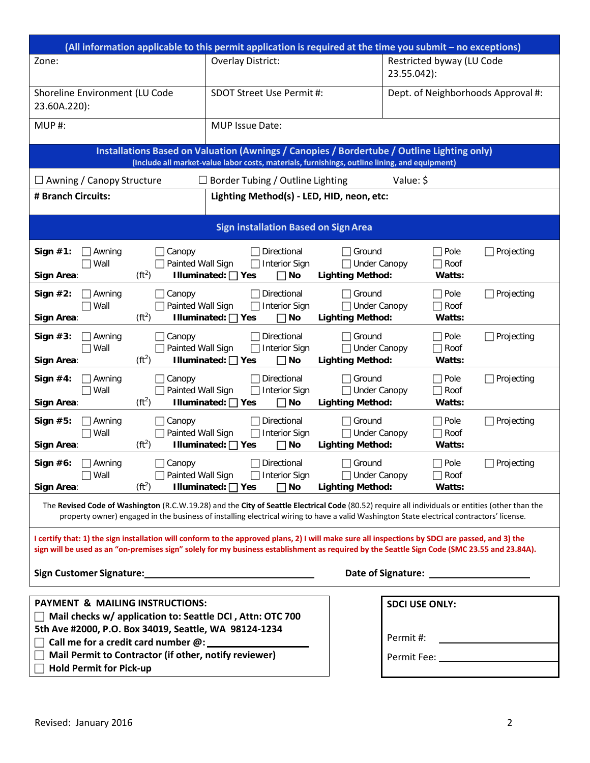**(All information applicable to this permit application is required at the time you submit – no exceptions)**

| | | |
|---|---|---|
| Zone: | Overlay District: | Restricted byway (LU Code 23.55.042): |
| Shoreline Environment (LU Code 23.60A.220): | SDOT Street Use Permit #: | Dept. of Neighborhoods Approval #: |
| MUP #: | MUP Issue Date: | |

## Installations Based on Valuation (Awnings / Canopies / Bordertube / Outline Lighting only)

**(Include all market-value labor costs, materials, furnishings, outline lining, and equipment)**

☐ Awning / Canopy Structure ☐ Border Tubing / Outline Lighting Value: $

| | |
|---|---|
| **# Branch Circuits:** | **Lighting Method(s) - LED, HID, neon, etc:** |

## Sign installation Based on Sign Area

**Sign #1:** ☐ Awning ☐ Wall ☐ Canopy ☐ Painted Wall Sign ☐ Directional ☐ Interior Sign ☐ Ground ☐ Under Canopy ☐ Pole ☐ Roof ☐ Projecting
**Sign Area**: ($ft^2$) **Illuminated:** ☐ **Yes** ☐ **No** **Lighting Method:** **Watts:**

**Sign #2:** ☐ Awning ☐ Wall ☐ Canopy ☐ Painted Wall Sign ☐ Directional ☐ Interior Sign ☐ Ground ☐ Under Canopy ☐ Pole ☐ Roof ☐ Projecting
**Sign Area**: ($ft^2$) **Illuminated:** ☐ **Yes** ☐ **No** **Lighting Method:** **Watts:**

**Sign #3:** ☐ Awning ☐ Wall ☐ Canopy ☐ Painted Wall Sign ☐ Directional ☐ Interior Sign ☐ Ground ☐ Under Canopy ☐ Pole ☐ Roof ☐ Projecting
**Sign Area**: ($ft^2$) **Illuminated:** ☐ **Yes** ☐ **No** **Lighting Method:** **Watts:**

**Sign #4:** ☐ Awning ☐ Wall ☐ Canopy ☐ Painted Wall Sign ☐ Directional ☐ Interior Sign ☐ Ground ☐ Under Canopy ☐ Pole ☐ Roof ☐ Projecting
**Sign Area**: ($ft^2$) **Illuminated:** ☐ **Yes** ☐ **No** **Lighting Method:** **Watts:**

**Sign #5:** ☐ Awning ☐ Wall ☐ Canopy ☐ Painted Wall Sign ☐ Directional ☐ Interior Sign ☐ Ground ☐ Under Canopy ☐ Pole ☐ Roof ☐ Projecting
**Sign Area**: ($ft^2$) **Illuminated:** ☐ **Yes** ☐ **No** **Lighting Method:** **Watts:**

**Sign #6:** ☐ Awning ☐ Wall ☐ Canopy ☐ Painted Wall Sign ☐ Directional ☐ Interior Sign ☐ Ground ☐ Under Canopy ☐ Pole ☐ Roof ☐ Projecting
**Sign Area**: ($ft^2$) **Illuminated:** ☐ **Yes** ☐ **No** **Lighting Method:** **Watts:**

The **Revised Code of Washington** (R.C.W.19.28) and the **City of Seattle Electrical Code** (80.52) require all individuals or entities (other than the property owner) engaged in the business of installing electrical wiring to have a valid Washington State electrical contractors' license.

**I certify that: 1) the sign installation will conform to the approved plans, 2) I will make sure all inspections by SDCI are passed, and 3) the sign will be used as an "on-premises sign" solely for my business establishment as required by the Seattle Sign Code (SMC 23.55 and 23.84A).**

**Sign Customer Signature:**\_\_\_\_\_\_\_\_\_\_\_\_\_\_\_\_\_\_\_\_ **Date of Signature:** \_\_\_\_\_\_\_\_\_\_\_\_

**PAYMENT & MAILING INSTRUCTIONS:**

- ☐ **Mail checks w/ application to: Seattle DCI , Attn: OTC 700 5th Ave #2000, P.O. Box 34019, Seattle, WA 98124-1234**
- ☐ **Call me for a credit card number @:**\_\_\_\_\_\_\_\_\_\_\_\_
- ☐ **Mail Permit to Contractor (if other, notify reviewer)**
- ☐ **Hold Permit for Pick-up**

**SDCI USE ONLY:**

Permit #: \_\_\_\_\_\_\_\_\_\_\_\_

Permit Fee: \_\_\_\_\_\_\_\_\_\_\_\_

Revised: January 2016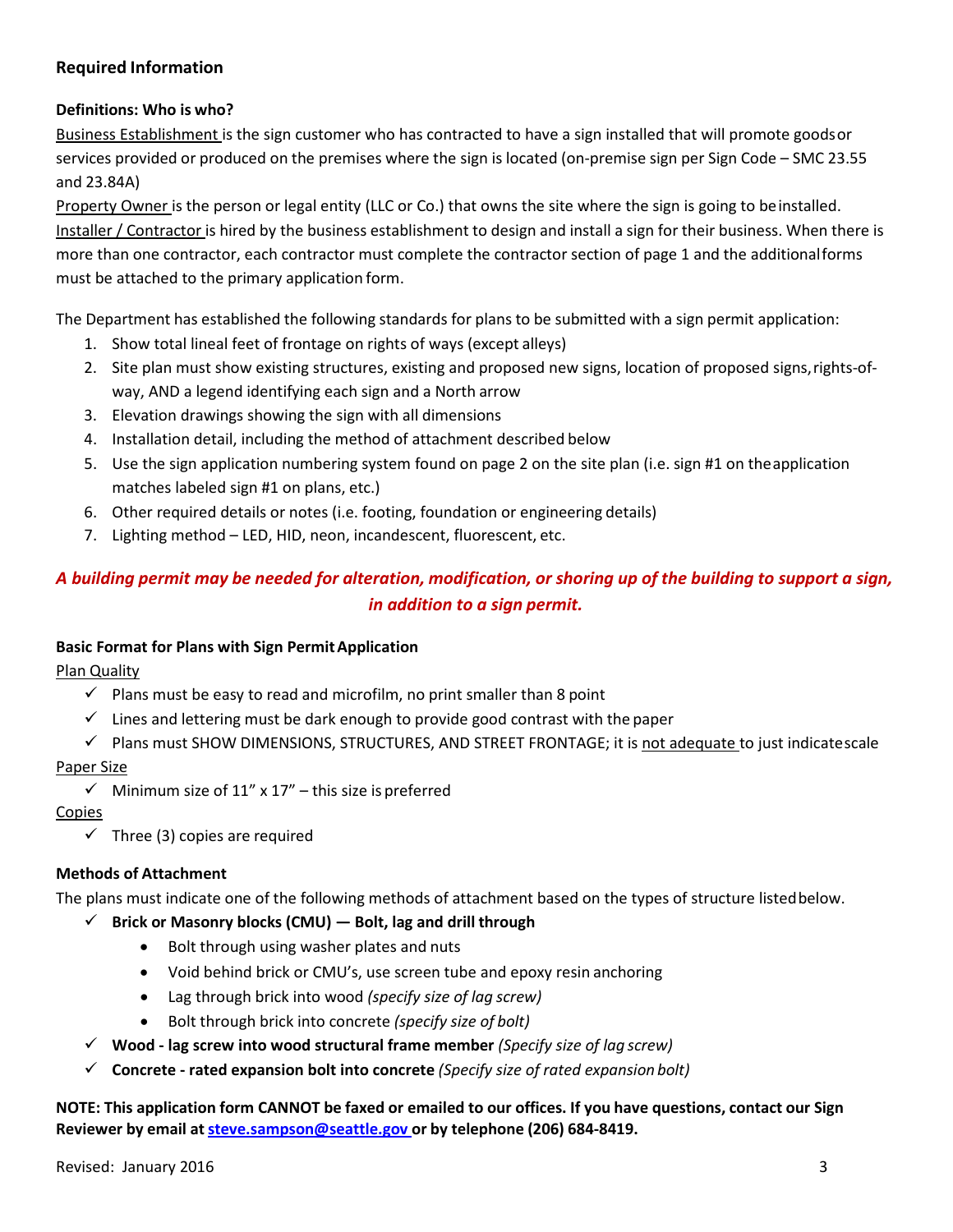## Required Information

### Definitions: Who is who?

Business Establishment is the sign customer who has contracted to have a sign installed that will promote goods or services provided or produced on the premises where the sign is located (on-premise sign per Sign Code – SMC 23.55 and 23.84A)

Property Owner is the person or legal entity (LLC or Co.) that owns the site where the sign is going to be installed.

Installer / Contractor is hired by the business establishment to design and install a sign for their business. When there is more than one contractor, each contractor must complete the contractor section of page 1 and the additional forms must be attached to the primary application form.

The Department has established the following standards for plans to be submitted with a sign permit application:

1. Show total lineal feet of frontage on rights of ways (except alleys)
2. Site plan must show existing structures, existing and proposed new signs, location of proposed signs, rights-of-way, AND a legend identifying each sign and a North arrow
3. Elevation drawings showing the sign with all dimensions
4. Installation detail, including the method of attachment described below
5. Use the sign application numbering system found on page 2 on the site plan (i.e. sign #1 on the application matches labeled sign #1 on plans, etc.)
6. Other required details or notes (i.e. footing, foundation or engineering details)
7. Lighting method – LED, HID, neon, incandescent, fluorescent, etc.

***A building permit may be needed for alteration, modification, or shoring up of the building to support a sign, in addition to a sign permit.***

### Basic Format for Plans with Sign Permit Application

Plan Quality

- ✓ Plans must be easy to read and microfilm, no print smaller than 8 point
- ✓ Lines and lettering must be dark enough to provide good contrast with the paper
- ✓ Plans must SHOW DIMENSIONS, STRUCTURES, AND STREET FRONTAGE; it is not adequate to just indicate scale

Paper Size

- ✓ Minimum size of 11" x 17" – this size is preferred

Copies

- ✓ Three (3) copies are required

### Methods of Attachment

The plans must indicate one of the following methods of attachment based on the types of structure listed below.

- ✓ **Brick or Masonry blocks (CMU) — Bolt, lag and drill through**
  - Bolt through using washer plates and nuts
  - Void behind brick or CMU's, use screen tube and epoxy resin anchoring
  - Lag through brick into wood *(specify size of lag screw)*
  - Bolt through brick into concrete *(specify size of bolt)*
- ✓ **Wood - lag screw into wood structural frame member** *(Specify size of lag screw)*
- ✓ **Concrete - rated expansion bolt into concrete** *(Specify size of rated expansion bolt)*

**NOTE: This application form CANNOT be faxed or emailed to our offices. If you have questions, contact our Sign Reviewer by email at steve.sampson@seattle.gov or by telephone (206) 684-8419.**

Revised: January 2016